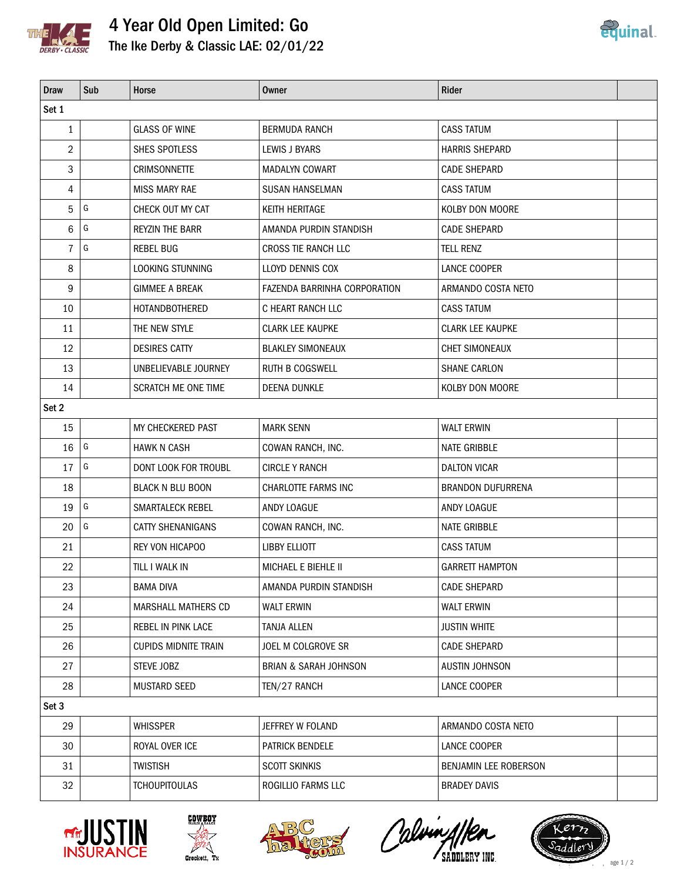# 4 Year Old Open Limited: Go

## The Ike Derby & Classic LAE: 02/01/22

| Draw | Sub | Horse | Owner | Rider | |
|---|---|---|---|---|---|
| Set 1 | | | | | |
| 1 | | GLASS OF WINE | BERMUDA RANCH | CASS TATUM | |
| 2 | | SHES SPOTLESS | LEWIS J BYARS | HARRIS SHEPARD | |
| 3 | | CRIMSONNETTE | MADALYN COWART | CADE SHEPARD | |
| 4 | | MISS MARY RAE | SUSAN HANSELMAN | CASS TATUM | |
| 5 | G | CHECK OUT MY CAT | KEITH HERITAGE | KOLBY DON MOORE | |
| 6 | G | REYZIN THE BARR | AMANDA PURDIN STANDISH | CADE SHEPARD | |
| 7 | G | REBEL BUG | CROSS TIE RANCH LLC | TELL RENZ | |
| 8 | | LOOKING STUNNING | LLOYD DENNIS COX | LANCE COOPER | |
| 9 | | GIMMEE A BREAK | FAZENDA BARRINHA CORPORATION | ARMANDO COSTA NETO | |
| 10 | | HOTANDBOTHERED | C HEART RANCH LLC | CASS TATUM | |
| 11 | | THE NEW STYLE | CLARK LEE KAUPKE | CLARK LEE KAUPKE | |
| 12 | | DESIRES CATTY | BLAKLEY SIMONEAUX | CHET SIMONEAUX | |
| 13 | | UNBELIEVABLE JOURNEY | RUTH B COGSWELL | SHANE CARLON | |
| 14 | | SCRATCH ME ONE TIME | DEENA DUNKLE | KOLBY DON MOORE | |
| Set 2 | | | | | |
| 15 | | MY CHECKERED PAST | MARK SENN | WALT ERWIN | |
| 16 | G | HAWK N CASH | COWAN RANCH, INC. | NATE GRIBBLE | |
| 17 | G | DONT LOOK FOR TROUBL | CIRCLE Y RANCH | DALTON VICAR | |
| 18 | | BLACK N BLU BOON | CHARLOTTE FARMS INC | BRANDON DUFURRENA | |
| 19 | G | SMARTALECK REBEL | ANDY LOAGUE | ANDY LOAGUE | |
| 20 | G | CATTY SHENANIGANS | COWAN RANCH, INC. | NATE GRIBBLE | |
| 21 | | REY VON HICAPOO | LIBBY ELLIOTT | CASS TATUM | |
| 22 | | TILL I WALK IN | MICHAEL E BIEHLE II | GARRETT HAMPTON | |
| 23 | | BAMA DIVA | AMANDA PURDIN STANDISH | CADE SHEPARD | |
| 24 | | MARSHALL MATHERS CD | WALT ERWIN | WALT ERWIN | |
| 25 | | REBEL IN PINK LACE | TANJA ALLEN | JUSTIN WHITE | |
| 26 | | CUPIDS MIDNITE TRAIN | JOEL M COLGROVE SR | CADE SHEPARD | |
| 27 | | STEVE JOBZ | BRIAN & SARAH JOHNSON | AUSTIN JOHNSON | |
| 28 | | MUSTARD SEED | TEN/27 RANCH | LANCE COOPER | |
| Set 3 | | | | | |
| 29 | | WHISSPER | JEFFREY W FOLAND | ARMANDO COSTA NETO | |
| 30 | | ROYAL OVER ICE | PATRICK BENDELE | LANCE COOPER | |
| 31 | | TWISTISH | SCOTT SKINKIS | BENJAMIN LEE ROBERSON | |
| 32 | | TCHOUPITOULAS | ROGILLIO FARMS LLC | BRADEY DAVIS | |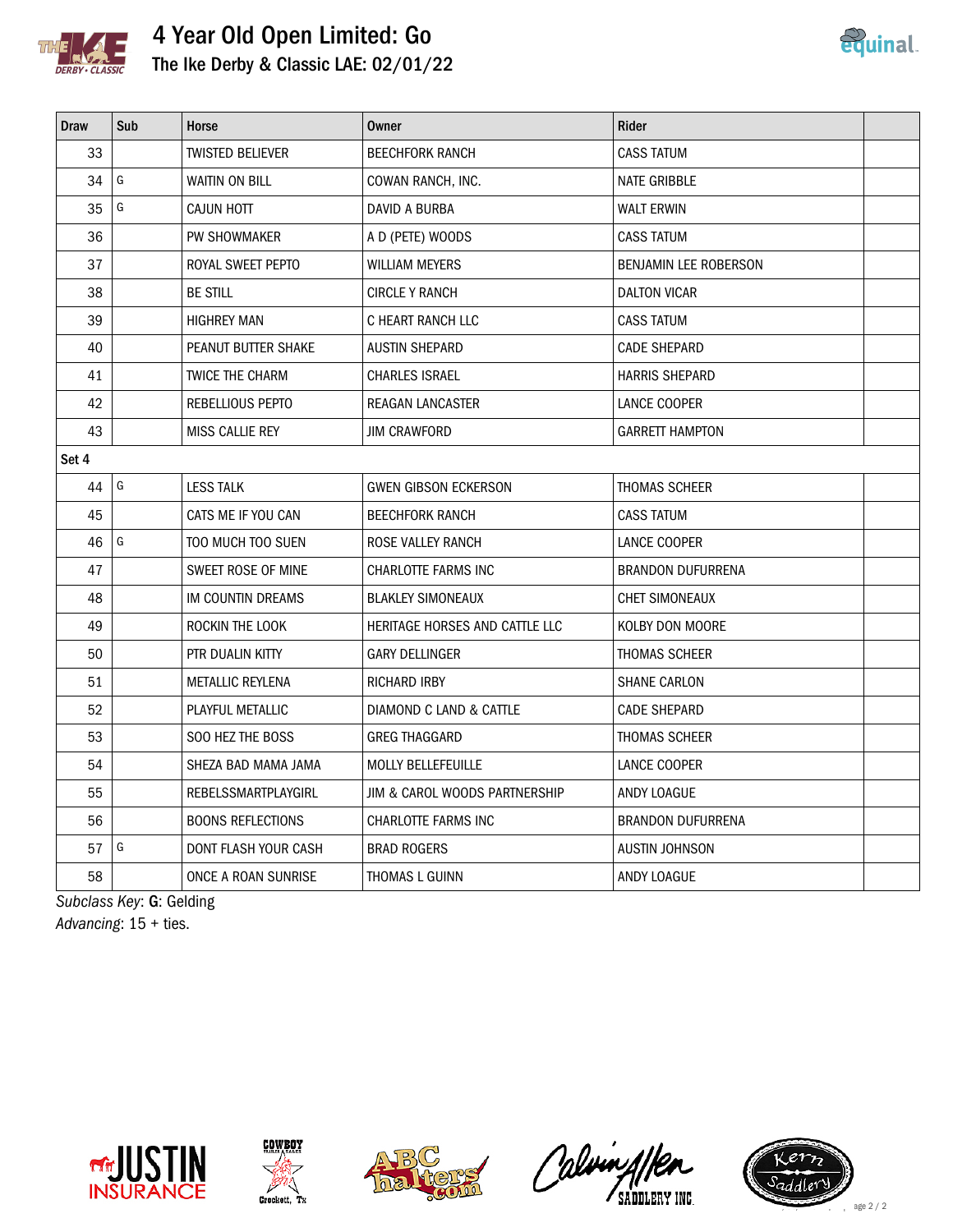# 4 Year Old Open Limited: Go

## The Ike Derby & Classic LAE: 02/01/22

| Draw | Sub | Horse | Owner | Rider | |
|---|---|---|---|---|---|
| 33 | | TWISTED BELIEVER | BEECHFORK RANCH | CASS TATUM | |
| 34 | G | WAITIN ON BILL | COWAN RANCH, INC. | NATE GRIBBLE | |
| 35 | G | CAJUN HOTT | DAVID A BURBA | WALT ERWIN | |
| 36 | | PW SHOWMAKER | A D (PETE) WOODS | CASS TATUM | |
| 37 | | ROYAL SWEET PEPTO | WILLIAM MEYERS | BENJAMIN LEE ROBERSON | |
| 38 | | BE STILL | CIRCLE Y RANCH | DALTON VICAR | |
| 39 | | HIGHREY MAN | C HEART RANCH LLC | CASS TATUM | |
| 40 | | PEANUT BUTTER SHAKE | AUSTIN SHEPARD | CADE SHEPARD | |
| 41 | | TWICE THE CHARM | CHARLES ISRAEL | HARRIS SHEPARD | |
| 42 | | REBELLIOUS PEPTO | REAGAN LANCASTER | LANCE COOPER | |
| 43 | | MISS CALLIE REY | JIM CRAWFORD | GARRETT HAMPTON | |
| Set 4 | | | | | |
| 44 | G | LESS TALK | GWEN GIBSON ECKERSON | THOMAS SCHEER | |
| 45 | | CATS ME IF YOU CAN | BEECHFORK RANCH | CASS TATUM | |
| 46 | G | TOO MUCH TOO SUEN | ROSE VALLEY RANCH | LANCE COOPER | |
| 47 | | SWEET ROSE OF MINE | CHARLOTTE FARMS INC | BRANDON DUFURRENA | |
| 48 | | IM COUNTIN DREAMS | BLAKLEY SIMONEAUX | CHET SIMONEAUX | |
| 49 | | ROCKIN THE LOOK | HERITAGE HORSES AND CATTLE LLC | KOLBY DON MOORE | |
| 50 | | PTR DUALIN KITTY | GARY DELLINGER | THOMAS SCHEER | |
| 51 | | METALLIC REYLENA | RICHARD IRBY | SHANE CARLON | |
| 52 | | PLAYFUL METALLIC | DIAMOND C LAND & CATTLE | CADE SHEPARD | |
| 53 | | SOO HEZ THE BOSS | GREG THAGGARD | THOMAS SCHEER | |
| 54 | | SHEZA BAD MAMA JAMA | MOLLY BELLEFEUILLE | LANCE COOPER | |
| 55 | | REBELSSMARTPLAYGIRL | JIM & CAROL WOODS PARTNERSHIP | ANDY LOAGUE | |
| 56 | | BOONS REFLECTIONS | CHARLOTTE FARMS INC | BRANDON DUFURRENA | |
| 57 | G | DONT FLASH YOUR CASH | BRAD ROGERS | AUSTIN JOHNSON | |
| 58 | | ONCE A ROAN SUNRISE | THOMAS L GUINN | ANDY LOAGUE | |

*Subclass Key*: **G**: Gelding

*Advancing*: 15 + ties.